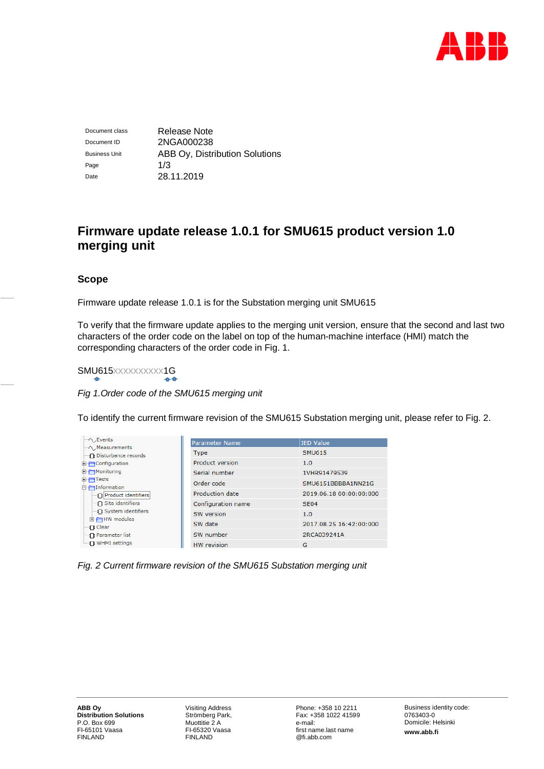| | |
|---|---|
| Document class | Release Note |
| Document ID | 2NGA000238 |
| Business Unit | ABB Oy, Distribution Solutions |
| Page | 1/3 |
| Date | 28.11.2019 |

# Firmware update release 1.0.1 for SMU615 product version 1.0 merging unit

## Scope

Firmware update release 1.0.1 is for the Substation merging unit SMU615

To verify that the firmware update applies to the merging unit version, ensure that the second and last two characters of the order code on the label on top of the human-machine interface (HMI) match the corresponding characters of the order code in Fig. 1.

SMU615XXXXXXXXXX1G

*Fig 1.Order code of the SMU615 merging unit*

To identify the current firmware revision of the SMU615 Substation merging unit, please refer to Fig. 2.

| Parameter Name | IED Value |
|---|---|
| Type | SMU615 |
| Product version | 1.0 |
| Serial number | 1VHR91479539 |
| Order code | SMU6151BBBBA1NN21G |
| Production date | 2019.06.18 00:00:00:000 |
| Configuration name | SE04 |
| SW version | 1.0 |
| SW date | 2017.08.25 16:42:00:000 |
| SW number | 2RCA039241A |
| HW revision | G |

*Fig. 2 Current firmware revision of the SMU615 Substation merging unit*

**ABB Oy**
**Distribution Solutions**
P.O. Box 699
FI-65101 Vaasa
FINLAND

Visiting Address
Strömberg Park,
Muottitie 2 A
FI-65320 Vaasa
FINLAND

Phone: +358 10 2211
Fax: +358 1022 41599
e-mail:
first name.last name
@fi.abb.com

Business identity code:
0763403-0
Domicile: Helsinki
**www.abb.fi**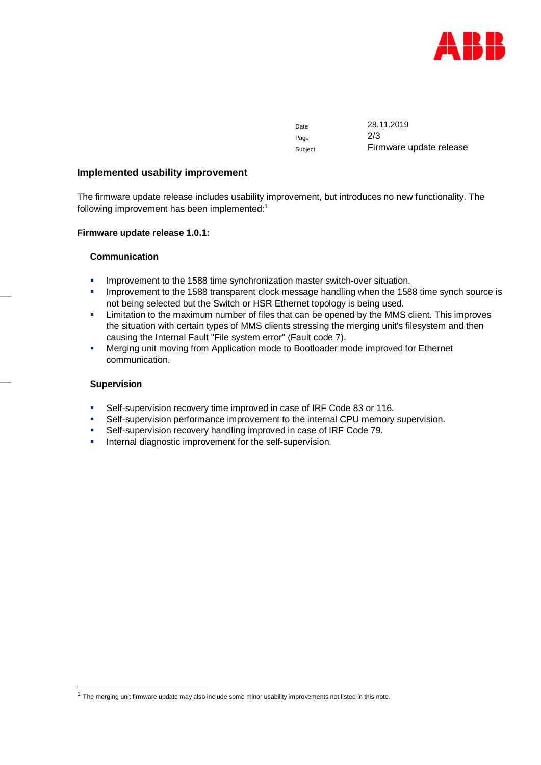## Implemented usability improvement

The firmware update release includes usability improvement, but introduces no new functionality. The following improvement has been implemented:[1]

**Firmware update release 1.0.1:**

### Communication

- Improvement to the 1588 time synchronization master switch-over situation.
- Improvement to the 1588 transparent clock message handling when the 1588 time synch source is not being selected but the Switch or HSR Ethernet topology is being used.
- Limitation to the maximum number of files that can be opened by the MMS client. This improves the situation with certain types of MMS clients stressing the merging unit's filesystem and then causing the Internal Fault "File system error" (Fault code 7).
- Merging unit moving from Application mode to Bootloader mode improved for Ethernet communication.

### Supervision

- Self-supervision recovery time improved in case of IRF Code 83 or 116.
- Self-supervision performance improvement to the internal CPU memory supervision.
- Self-supervision recovery handling improved in case of IRF Code 79.
- Internal diagnostic improvement for the self-supervision.

---

[1] The merging unit firmware update may also include some minor usability improvements not listed in this note.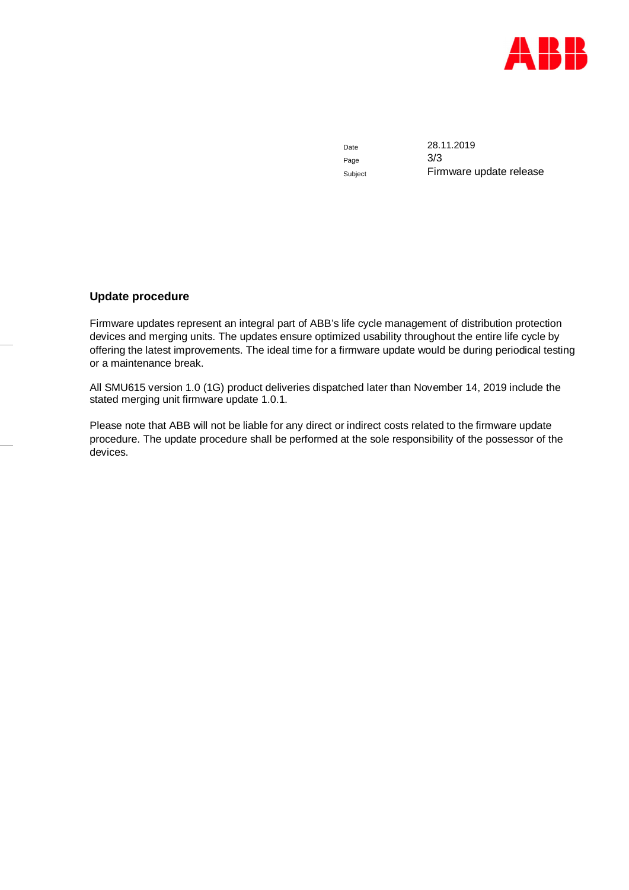## Update procedure

Firmware updates represent an integral part of ABB's life cycle management of distribution protection devices and merging units. The updates ensure optimized usability throughout the entire life cycle by offering the latest improvements. The ideal time for a firmware update would be during periodical testing or a maintenance break.

All SMU615 version 1.0 (1G) product deliveries dispatched later than November 14, 2019 include the stated merging unit firmware update 1.0.1.

Please note that ABB will not be liable for any direct or indirect costs related to the firmware update procedure. The update procedure shall be performed at the sole responsibility of the possessor of the devices.